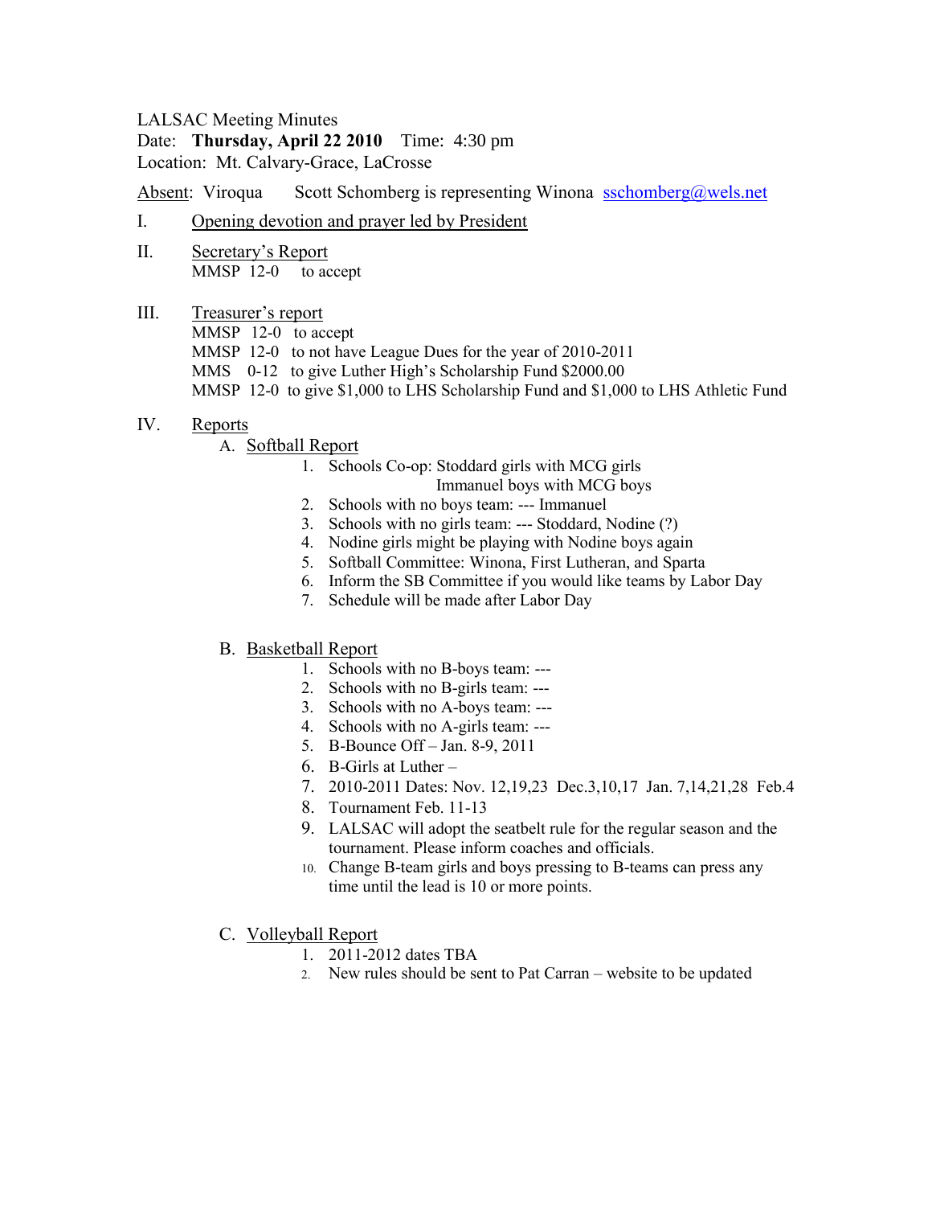LALSAC Meeting Minutes
Date: **Thursday, April 22 2010** Time: 4:30 pm
Location: Mt. Calvary-Grace, LaCrosse

Absent: Viroqua Scott Schomberg is representing Winona ssschomberg@wels.net

I. Opening devotion and prayer led by President

II. Secretary's Report
MMSP 12-0 to accept

III. Treasurer's report
MMSP 12-0 to accept
MMSP 12-0 to not have League Dues for the year of 2010-2011
MMS 0-12 to give Luther High's Scholarship Fund $2000.00
MMSP 12-0 to give $1,000 to LHS Scholarship Fund and $1,000 to LHS Athletic Fund

IV. Reports

A. Softball Report
1. Schools Co-op: Stoddard girls with MCG girls
   Immanuel boys with MCG boys
2. Schools with no boys team: --- Immanuel
3. Schools with no girls team: --- Stoddard, Nodine (?)
4. Nodine girls might be playing with Nodine boys again
5. Softball Committee: Winona, First Lutheran, and Sparta
6. Inform the SB Committee if you would like teams by Labor Day
7. Schedule will be made after Labor Day

B. Basketball Report
1. Schools with no B-boys team: ---
2. Schools with no B-girls team: ---
3. Schools with no A-boys team: ---
4. Schools with no A-girls team: ---
5. B-Bounce Off – Jan. 8-9, 2011
6. B-Girls at Luther –
7. 2010-2011 Dates: Nov. 12,19,23 Dec.3,10,17 Jan. 7,14,21,28 Feb.4
8. Tournament Feb. 11-13
9. LALSAC will adopt the seatbelt rule for the regular season and the tournament. Please inform coaches and officials.
10. Change B-team girls and boys pressing to B-teams can press any time until the lead is 10 or more points.

C. Volleyball Report
1. 2011-2012 dates TBA
2. New rules should be sent to Pat Carran – website to be updated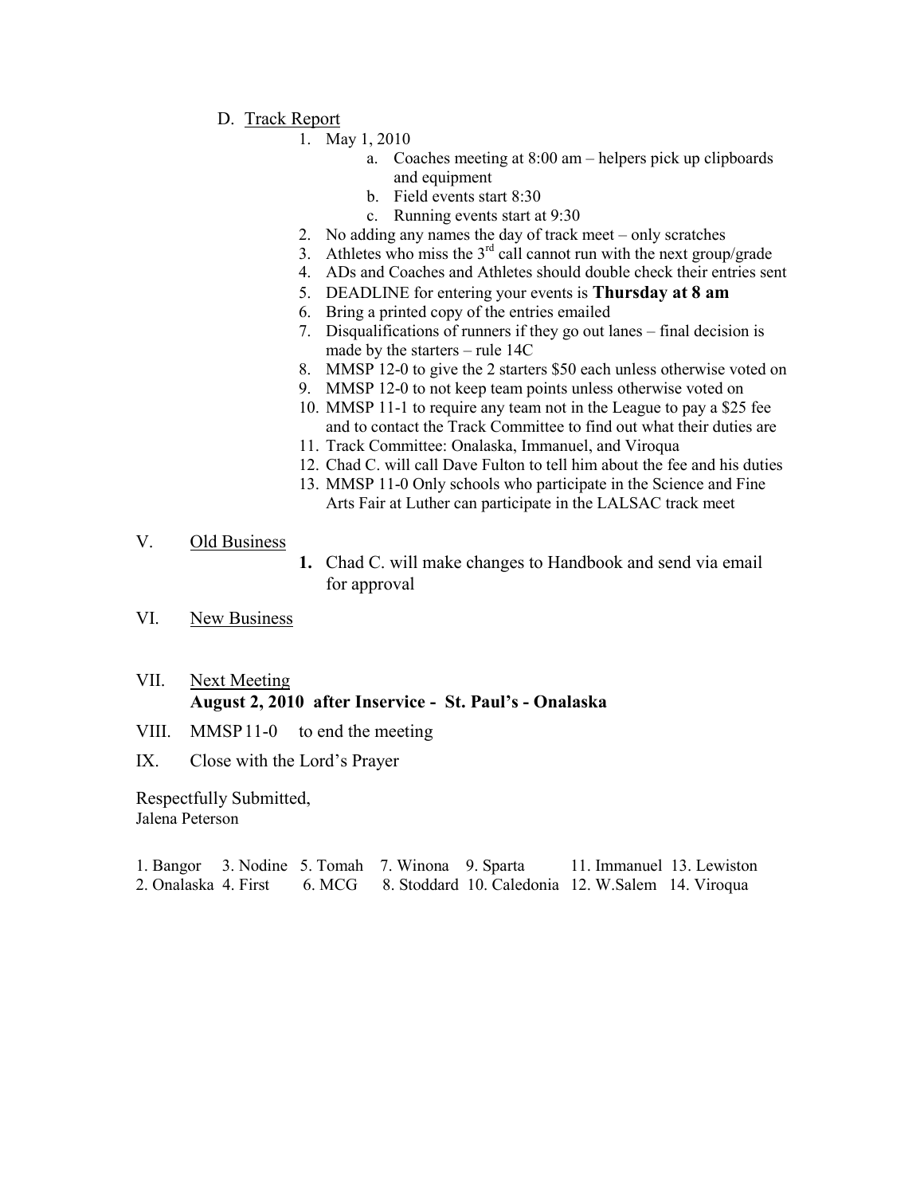D. Track Report

1. May 1, 2010
    a. Coaches meeting at 8:00 am – helpers pick up clipboards and equipment
    b. Field events start 8:30
    c. Running events start at 9:30
2. No adding any names the day of track meet – only scratches
3. Athletes who miss the 3rd call cannot run with the next group/grade
4. ADs and Coaches and Athletes should double check their entries sent
5. DEADLINE for entering your events is **Thursday at 8 am**
6. Bring a printed copy of the entries emailed
7. Disqualifications of runners if they go out lanes – final decision is made by the starters – rule 14C
8. MMSP 12-0 to give the 2 starters $50 each unless otherwise voted on
9. MMSP 12-0 to not keep team points unless otherwise voted on
10. MMSP 11-1 to require any team not in the League to pay a $25 fee and to contact the Track Committee to find out what their duties are
11. Track Committee: Onalaska, Immanuel, and Viroqua
12. Chad C. will call Dave Fulton to tell him about the fee and his duties
13. MMSP 11-0 Only schools who participate in the Science and Fine Arts Fair at Luther can participate in the LALSAC track meet

V. Old Business

1. Chad C. will make changes to Handbook and send via email for approval

VI. New Business

VII. Next Meeting
**August 2, 2010 after Inservice - St. Paul's - Onalaska**

VIII. MMSP 11-0 to end the meeting

IX. Close with the Lord's Prayer

Respectfully Submitted,
Jalena Peterson

| | | | | | | |
|---|---|---|---|---|---|---|
| 1. Bangor | 3. Nodine | 5. Tomah | 7. Winona | 9. Sparta | 11. Immanuel | 13. Lewiston |
| 2. Onalaska | 4. First | 6. MCG | 8. Stoddard | 10. Caledonia | 12. W.Salem | 14. Viroqua |